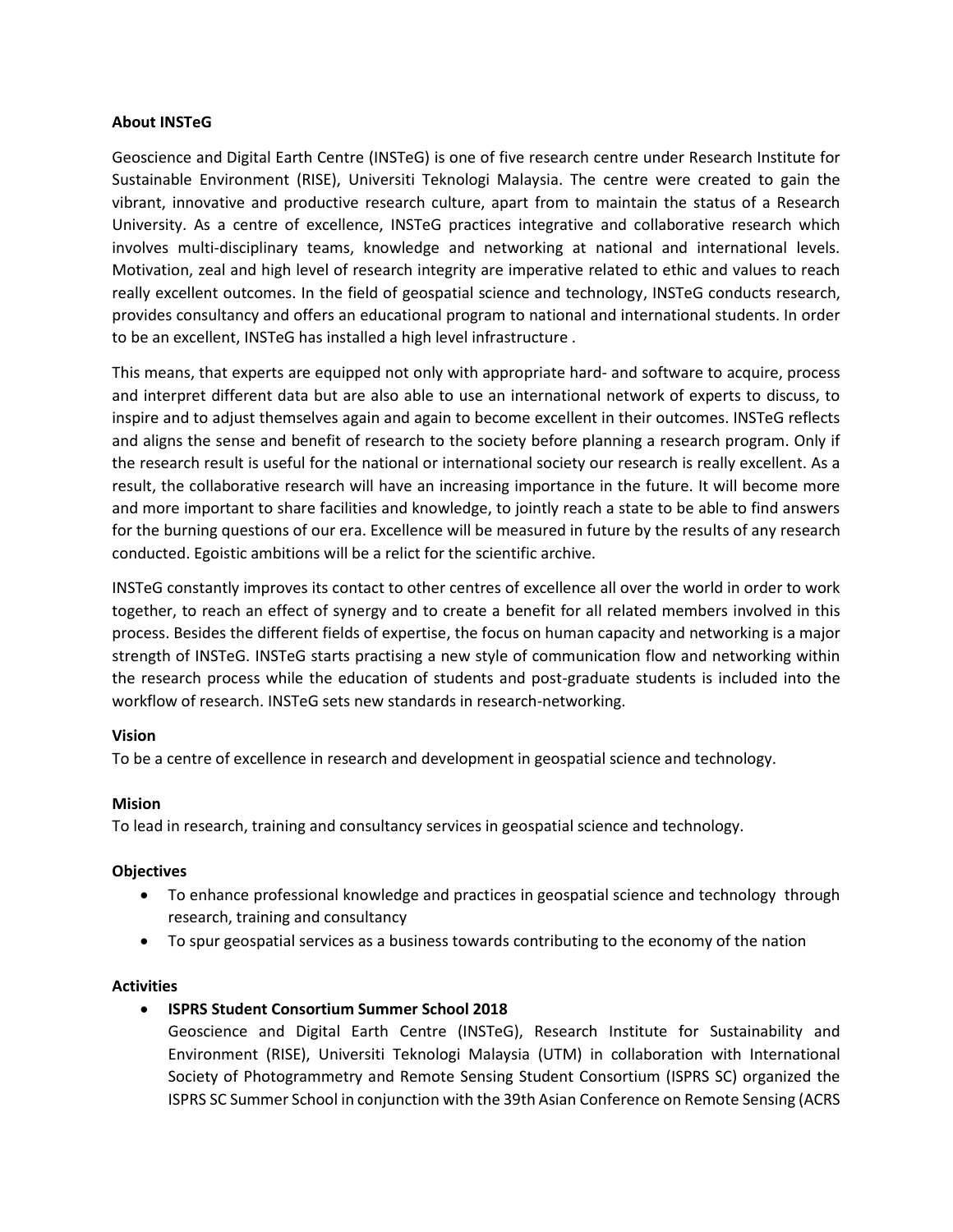**About INSTeG**

Geoscience and Digital Earth Centre (INSTeG) is one of five research centre under Research Institute for Sustainable Environment (RISE), Universiti Teknologi Malaysia. The centre were created to gain the vibrant, innovative and productive research culture, apart from to maintain the status of a Research University. As a centre of excellence, INSTeG practices integrative and collaborative research which involves multi-disciplinary teams, knowledge and networking at national and international levels. Motivation, zeal and high level of research integrity are imperative related to ethic and values to reach really excellent outcomes. In the field of geospatial science and technology, INSTeG conducts research, provides consultancy and offers an educational program to national and international students. In order to be an excellent, INSTeG has installed a high level infrastructure .

This means, that experts are equipped not only with appropriate hard- and software to acquire, process and interpret different data but are also able to use an international network of experts to discuss, to inspire and to adjust themselves again and again to become excellent in their outcomes. INSTeG reflects and aligns the sense and benefit of research to the society before planning a research program. Only if the research result is useful for the national or international society our research is really excellent. As a result, the collaborative research will have an increasing importance in the future. It will become more and more important to share facilities and knowledge, to jointly reach a state to be able to find answers for the burning questions of our era. Excellence will be measured in future by the results of any research conducted. Egoistic ambitions will be a relict for the scientific archive.

INSTeG constantly improves its contact to other centres of excellence all over the world in order to work together, to reach an effect of synergy and to create a benefit for all related members involved in this process. Besides the different fields of expertise, the focus on human capacity and networking is a major strength of INSTeG. INSTeG starts practising a new style of communication flow and networking within the research process while the education of students and post-graduate students is included into the workflow of research. INSTeG sets new standards in research-networking.

**Vision**

To be a centre of excellence in research and development in geospatial science and technology.

**Mision**

To lead in research, training and consultancy services in geospatial science and technology.

**Objectives**

- To enhance professional knowledge and practices in geospatial science and technology through research, training and consultancy
- To spur geospatial services as a business towards contributing to the economy of the nation

**Activities**

- **ISPRS Student Consortium Summer School 2018**

  Geoscience and Digital Earth Centre (INSTeG), Research Institute for Sustainability and Environment (RISE), Universiti Teknologi Malaysia (UTM) in collaboration with International Society of Photogrammetry and Remote Sensing Student Consortium (ISPRS SC) organized the ISPRS SC Summer School in conjunction with the 39th Asian Conference on Remote Sensing (ACRS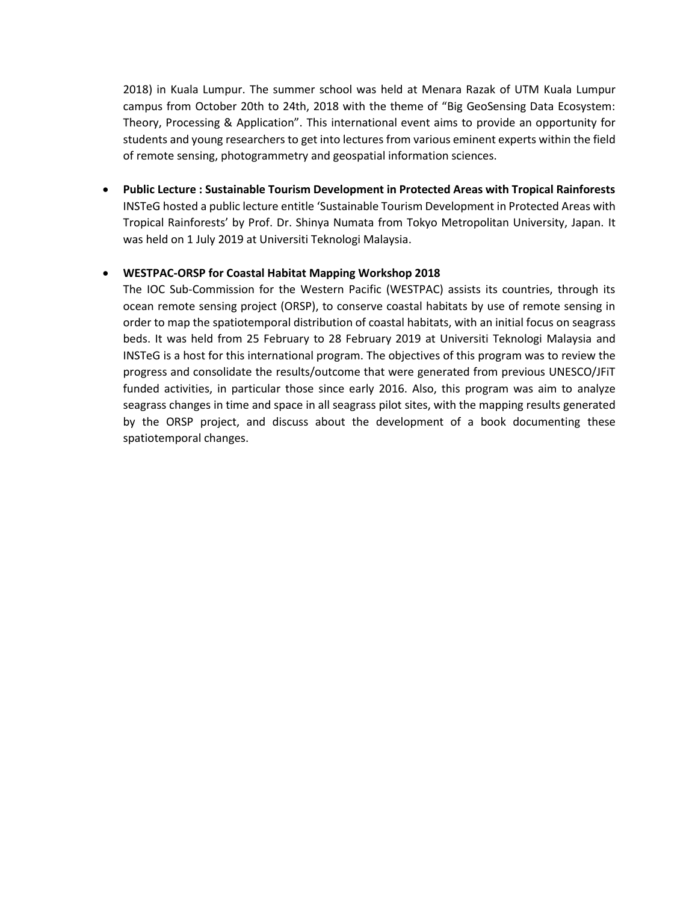2018) in Kuala Lumpur. The summer school was held at Menara Razak of UTM Kuala Lumpur campus from October 20th to 24th, 2018 with the theme of "Big GeoSensing Data Ecosystem: Theory, Processing & Application". This international event aims to provide an opportunity for students and young researchers to get into lectures from various eminent experts within the field of remote sensing, photogrammetry and geospatial information sciences.

- **Public Lecture : Sustainable Tourism Development in Protected Areas with Tropical Rainforests**
  INSTeG hosted a public lecture entitle 'Sustainable Tourism Development in Protected Areas with Tropical Rainforests' by Prof. Dr. Shinya Numata from Tokyo Metropolitan University, Japan. It was held on 1 July 2019 at Universiti Teknologi Malaysia.

- **WESTPAC-ORSP for Coastal Habitat Mapping Workshop 2018**
  The IOC Sub-Commission for the Western Pacific (WESTPAC) assists its countries, through its ocean remote sensing project (ORSP), to conserve coastal habitats by use of remote sensing in order to map the spatiotemporal distribution of coastal habitats, with an initial focus on seagrass beds. It was held from 25 February to 28 February 2019 at Universiti Teknologi Malaysia and INSTeG is a host for this international program. The objectives of this program was to review the progress and consolidate the results/outcome that were generated from previous UNESCO/JFiT funded activities, in particular those since early 2016. Also, this program was aim to analyze seagrass changes in time and space in all seagrass pilot sites, with the mapping results generated by the ORSP project, and discuss about the development of a book documenting these spatiotemporal changes.